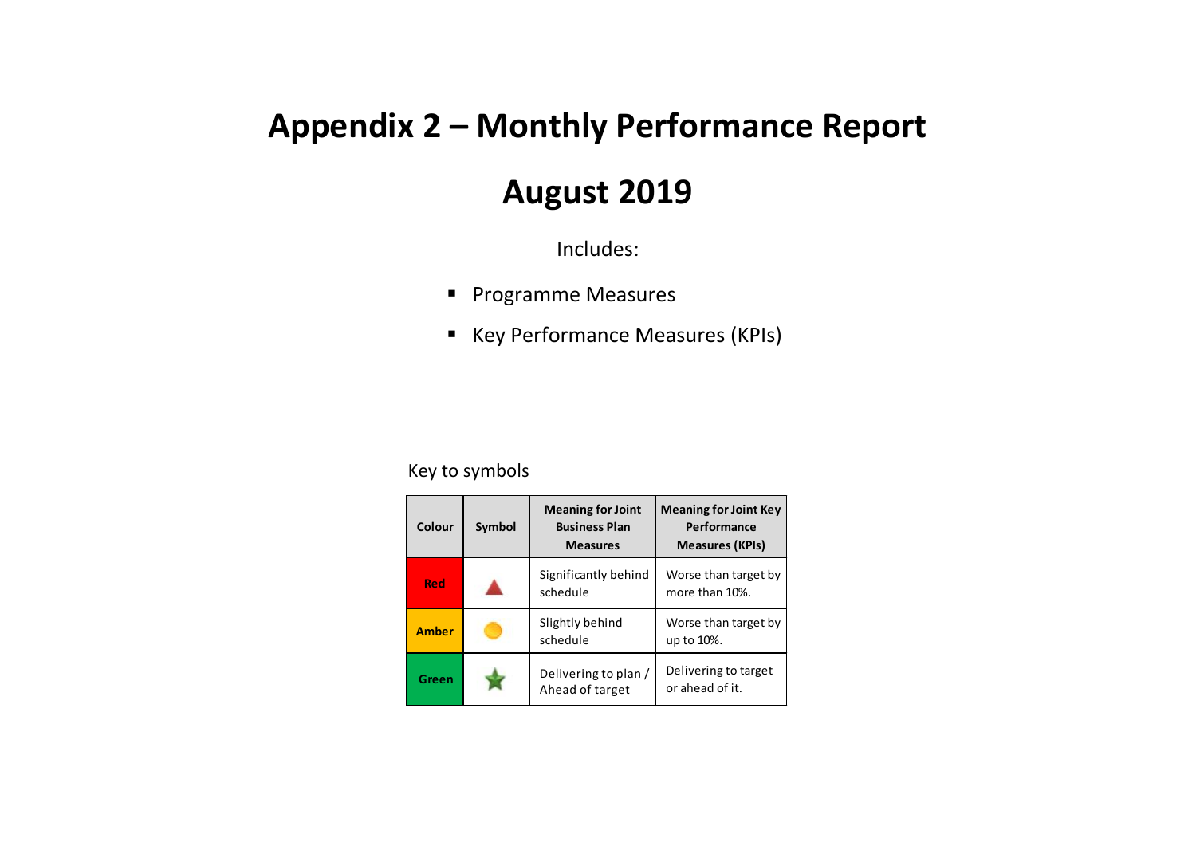# Appendix 2 – Monthly Performance Report

# August 2019

Includes:

- Programme Measures
- Key Performance Measures (KPIs)

Key to symbols

| Colour | Symbol | Meaning for Joint Business Plan Measures | Meaning for Joint Key Performance Measures (KPIs) |
|---|---|---|---|
| Red | ▲ | Significantly behind schedule | Worse than target by more than 10%. |
| Amber | ● | Slightly behind schedule | Worse than target by up to 10%. |
| Green | ★ | Delivering to plan / Ahead of target | Delivering to target or ahead of it. |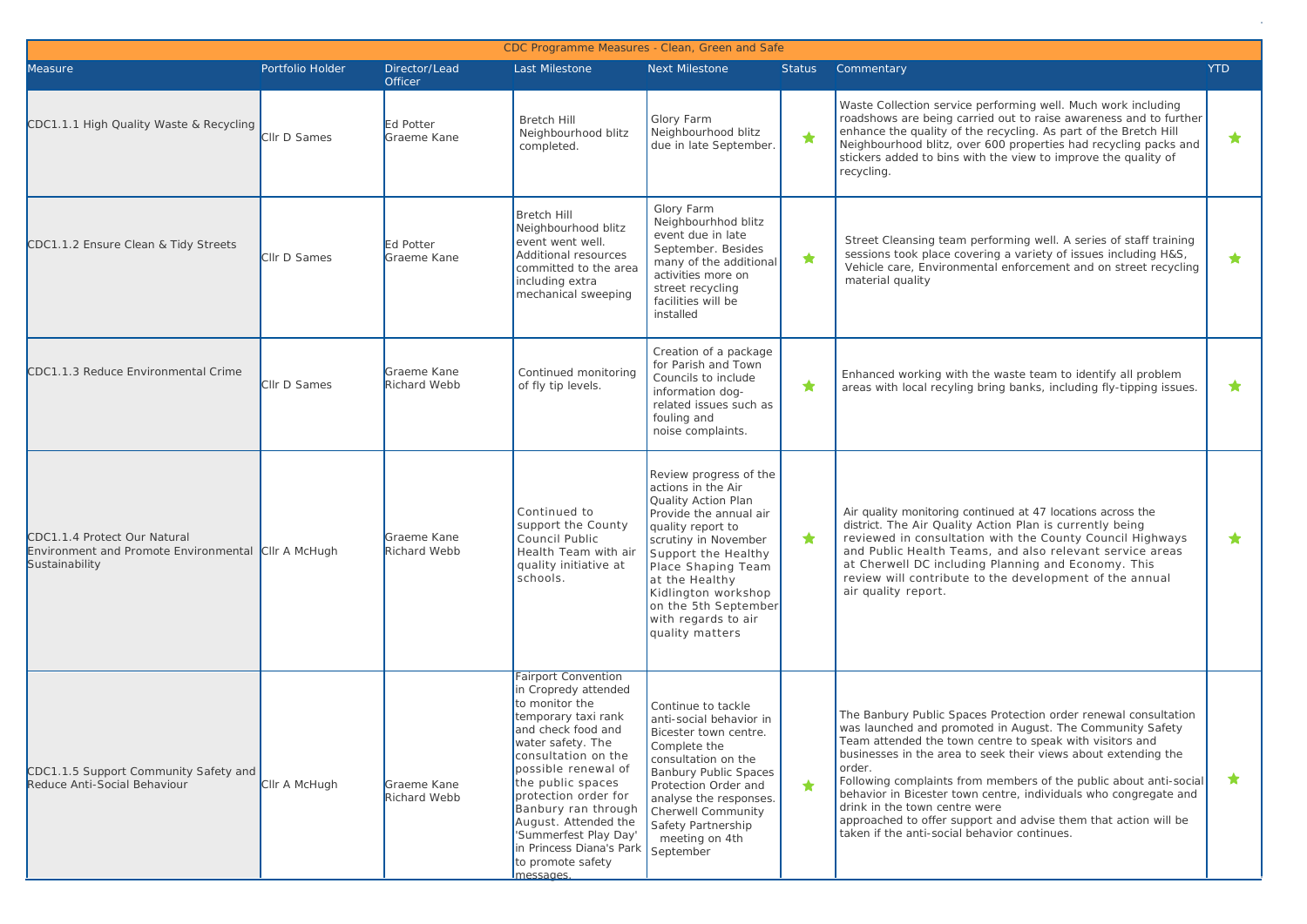| CDC Programme Measures - Clean, Green and Safe | | | | | | | |
|---|---|---|---|---|---|---|---|
| Measure | Portfolio Holder | Director/Lead Officer | Last Milestone | Next Milestone | Status | Commentary | YTD |
| CDC1.1.1 High Quality Waste & Recycling | Cllr D Sames | Ed Potter Graeme Kane | Bretch Hill Neighbourhood blitz completed. | Glory Farm Neighbourhood blitz due in late September. | ★ | Waste Collection service performing well. Much work including roadshows are being carried out to raise awareness and to further enhance the quality of the recycling. As part of the Bretch Hill Neighbourhood blitz, over 600 properties had recycling packs and stickers added to bins with the view to improve the quality of recycling. | ★ |
| CDC1.1.2 Ensure Clean & Tidy Streets | Cllr D Sames | Ed Potter Graeme Kane | Bretch Hill Neighbourhood blitz event went well. Additional resources committed to the area including extra mechanical sweeping | Glory Farm Neighbourhhod blitz event due in late September. Besides many of the additional activities more on street recycling facilities will be installed | ★ | Street Cleansing team performing well. A series of staff training sessions took place covering a variety of issues including H&S, Vehicle care, Environmental enforcement and on street recycling material quality | ★ |
| CDC1.1.3 Reduce Environmental Crime | Cllr D Sames | Graeme Kane Richard Webb | Continued monitoring of fly tip levels. | Creation of a package for Parish and Town Councils to include information dog-related issues such as fouling and noise complaints. | ★ | Enhanced working with the waste team to identify all problem areas with local recyling bring banks, including fly-tipping issues. | ★ |
| CDC1.1.4 Protect Our Natural Environment and Promote Environmental Sustainability | Cllr A McHugh | Graeme Kane Richard Webb | Continued to support the County Council Public Health Team with air quality initiative at schools. | Review progress of the actions in the Air Quality Action Plan Provide the annual air quality report to scrutiny in November Support the Healthy Place Shaping Team at the Healthy Kidlington workshop on the 5th September with regards to air quality matters | ★ | Air quality monitoring continued at 47 locations across the district. The Air Quality Action Plan is currently being reviewed in consultation with the County Council Highways and Public Health Teams, and also relevant service areas at Cherwell DC including Planning and Economy. This review will contribute to the development of the annual air quality report. | ★ |
| CDC1.1.5 Support Community Safety and Reduce Anti-Social Behaviour | Cllr A McHugh | Graeme Kane Richard Webb | Fairport Convention in Cropredy attended to monitor the temporary taxi rank and check food and water safety. The consultation on the possible renewal of the public spaces protection order for Banbury ran through August. Attended the 'Summerfest Play Day' in Princess Diana's Park to promote safety messages. | Continue to tackle anti-social behavior in Bicester town centre. Complete the consultation on the Banbury Public Spaces Protection Order and analyse the responses. Cherwell Community Safety Partnership meeting on 4th September | ★ | The Banbury Public Spaces Protection order renewal consultation was launched and promoted in August. The Community Safety Team attended the town centre to speak with visitors and businesses in the area to seek their views about extending the order.<br>Following complaints from members of the public about anti-social behavior in Bicester town centre, individuals who congregate and drink in the town centre were approached to offer support and advise them that action will be taken if the anti-social behavior continues. | ★ |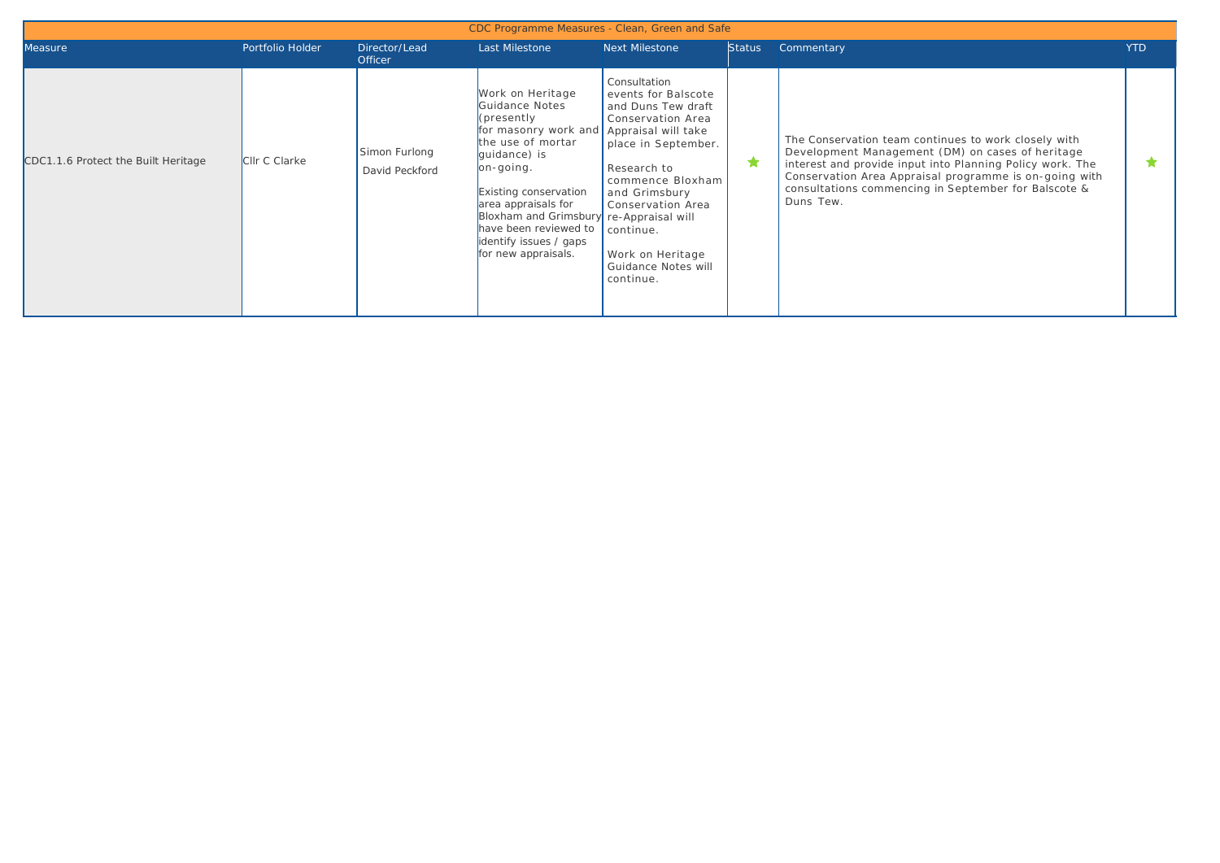| CDC Programme Measures - Clean, Green and Safe | | | | | | | |
|---|---|---|---|---|---|---|---|
| Measure | Portfolio Holder | Director/Lead Officer | Last Milestone | Next Milestone | Status | Commentary | YTD |
| CDC1.1.6 Protect the Built Heritage | Cllr C Clarke | Simon Furlong<br>David Peckford | Work on Heritage Guidance Notes (presently for masonry work and the use of mortar guidance) is on-going.<br><br>Existing conservation area appraisals for Bloxham and Grimsbury have been reviewed to identify issues / gaps for new appraisals. | Consultation events for Balscote and Duns Tew draft Conservation Area Appraisal will take place in September.<br><br>Research to commence Bloxham and Grimsbury Conservation Area re-Appraisal will continue.<br><br>Work on Heritage Guidance Notes will continue. | ★ | The Conservation team continues to work closely with Development Management (DM) on cases of heritage interest and provide input into Planning Policy work. The Conservation Area Appraisal programme is on-going with consultations commencing in September for Balscote & Duns Tew. | ★ |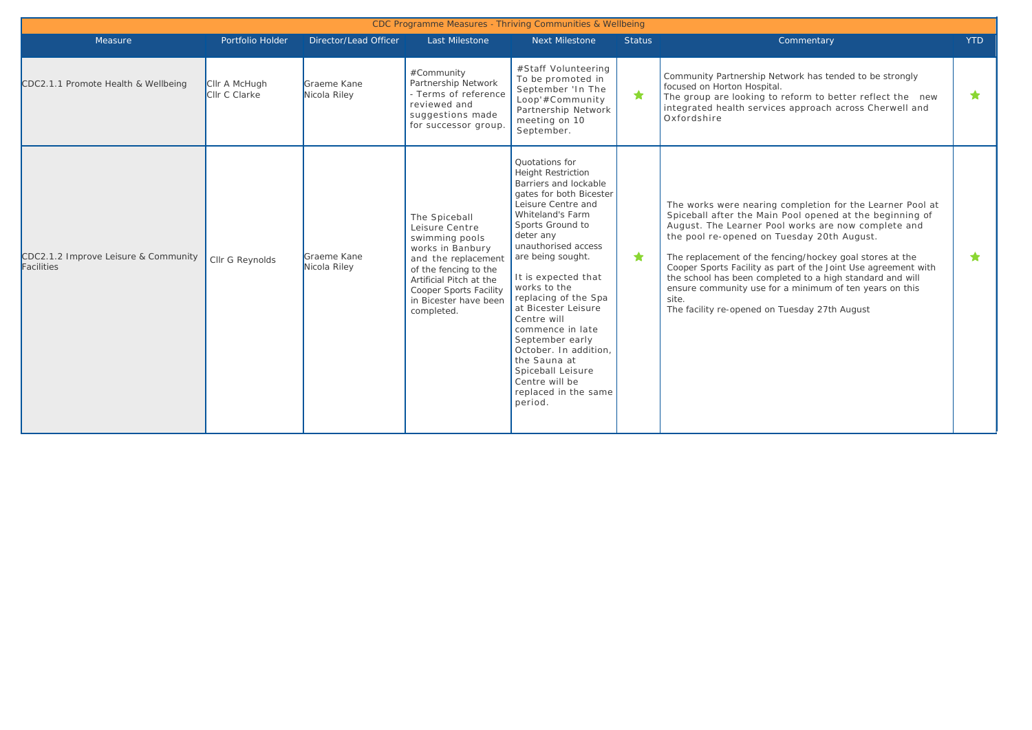| CDC Programme Measures - Thriving Communities & Wellbeing | | | | | | | |
|---|---|---|---|---|---|---|---|
| Measure | Portfolio Holder | Director/Lead Officer | Last Milestone | Next Milestone | Status | Commentary | YTD |
| CDC2.1.1 Promote Health & Wellbeing | Cllr A McHugh<br>Cllr C Clarke | Graeme Kane<br>Nicola Riley | #Community Partnership Network - Terms of reference reviewed and suggestions made for successor group. | #Staff Volunteering To be promoted in September 'In The Loop'#Community Partnership Network meeting on 10 September. | ★ | Community Partnership Network has tended to be strongly focused on Horton Hospital.<br>The group are looking to reform to better reflect the new integrated health services approach across Cherwell and Oxfordshire | ★ |
| CDC2.1.2 Improve Leisure & Community Facilities | Cllr G Reynolds | Graeme Kane<br>Nicola Riley | The Spiceball Leisure Centre swimming pools works in Banbury and the replacement of the fencing to the Artificial Pitch at the Cooper Sports Facility in Bicester have been completed. | Quotations for Height Restriction Barriers and lockable gates for both Bicester Leisure Centre and Whiteland's Farm Sports Ground to deter any unauthorised access are being sought.<br><br>It is expected that works to the replacing of the Spa at Bicester Leisure Centre will commence in late September early October. In addition, the Sauna at Spiceball Leisure Centre will be replaced in the same period. | ★ | The works were nearing completion for the Learner Pool at Spiceball after the Main Pool opened at the beginning of August. The Learner Pool works are now complete and the pool re-opened on Tuesday 20th August.<br><br>The replacement of the fencing/hockey goal stores at the Cooper Sports Facility as part of the Joint Use agreement with the school has been completed to a high standard and will ensure community use for a minimum of ten years on this site.<br>The facility re-opened on Tuesday 27th August | ★ |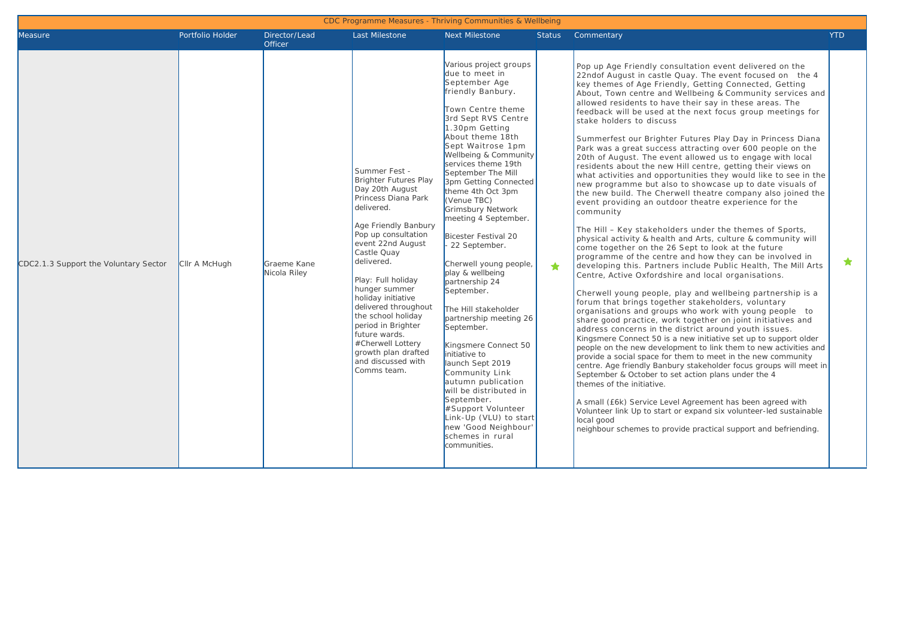| CDC Programme Measures - Thriving Communities & Wellbeing | | | | | | | |
|---|---|---|---|---|---|---|---|
| Measure | Portfolio Holder | Director/Lead Officer | Last Milestone | Next Milestone | Status | Commentary | YTD |
| CDC2.1.3 Support the Voluntary Sector | Cllr A McHugh | Graeme Kane Nicola Riley | Summer Fest - Brighter Futures Play Day 20th August Princess Diana Park delivered.<br><br>Age Friendly Banbury Pop up consultation event 22nd August Castle Quay delivered.<br><br>Play: Full holiday hunger summer holiday initiative delivered throughout the school holiday period in Brighter future wards.<br>#Cherwell Lottery growth plan drafted and discussed with Comms team. | Various project groups due to meet in September Age friendly Banbury.<br><br>Town Centre theme 3rd Sept RVS Centre 1.30pm Getting About theme 18th Sept Waitrose 1pm Wellbeing & Community services theme 19th September The Mill 3pm Getting Connected theme 4th Oct 3pm (Venue TBC)<br>Grimsbury Network meeting 4 September.<br><br>Bicester Festival 20 - 22 September.<br><br>Cherwell young people, play & wellbeing partnership 24 September.<br><br>The Hill stakeholder partnership meeting 26 September.<br><br>Kingsmere Connect 50 initiative to launch Sept 2019<br>Community Link autumn publication will be distributed in September.<br>#Support Volunteer Link-Up (VLU) to start new 'Good Neighbour' schemes in rural communities. | ★ | Pop up Age Friendly consultation event delivered on the 22ndof August in castle Quay. The event focused on the 4 key themes of Age Friendly, Getting Connected, Getting About, Town centre and Wellbeing & Community services and allowed residents to have their say in these areas. The feedback will be used at the next focus group meetings for stake holders to discuss<br><br>Summerfest our Brighter Futures Play Day in Princess Diana Park was a great success attracting over 600 people on the 20th of August. The event allowed us to engage with local residents about the new Hill centre, getting their views on what activities and opportunities they would like to see in the new programme but also to showcase up to date visuals of the new build. The Cherwell theatre company also joined the event providing an outdoor theatre experience for the community<br><br>The Hill – Key stakeholders under the themes of Sports, physical activity & health and Arts, culture & community will come together on the 26 Sept to look at the future programme of the centre and how they can be involved in developing this. Partners include Public Health, The Mill Arts Centre, Active Oxfordshire and local organisations.<br><br>Cherwell young people, play and wellbeing partnership is a forum that brings together stakeholders, voluntary organisations and groups who work with young people to share good practice, work together on joint initiatives and address concerns in the district around youth issues.<br>Kingsmere Connect 50 is a new initiative set up to support older people on the new development to link them to new activities and provide a social space for them to meet in the new community centre. Age friendly Banbury stakeholder focus groups will meet in September & October to set action plans under the 4 themes of the initiative.<br><br>A small (£6k) Service Level Agreement has been agreed with Volunteer link Up to start or expand six volunteer-led sustainable local good neighbour schemes to provide practical support and befriending. | ★ |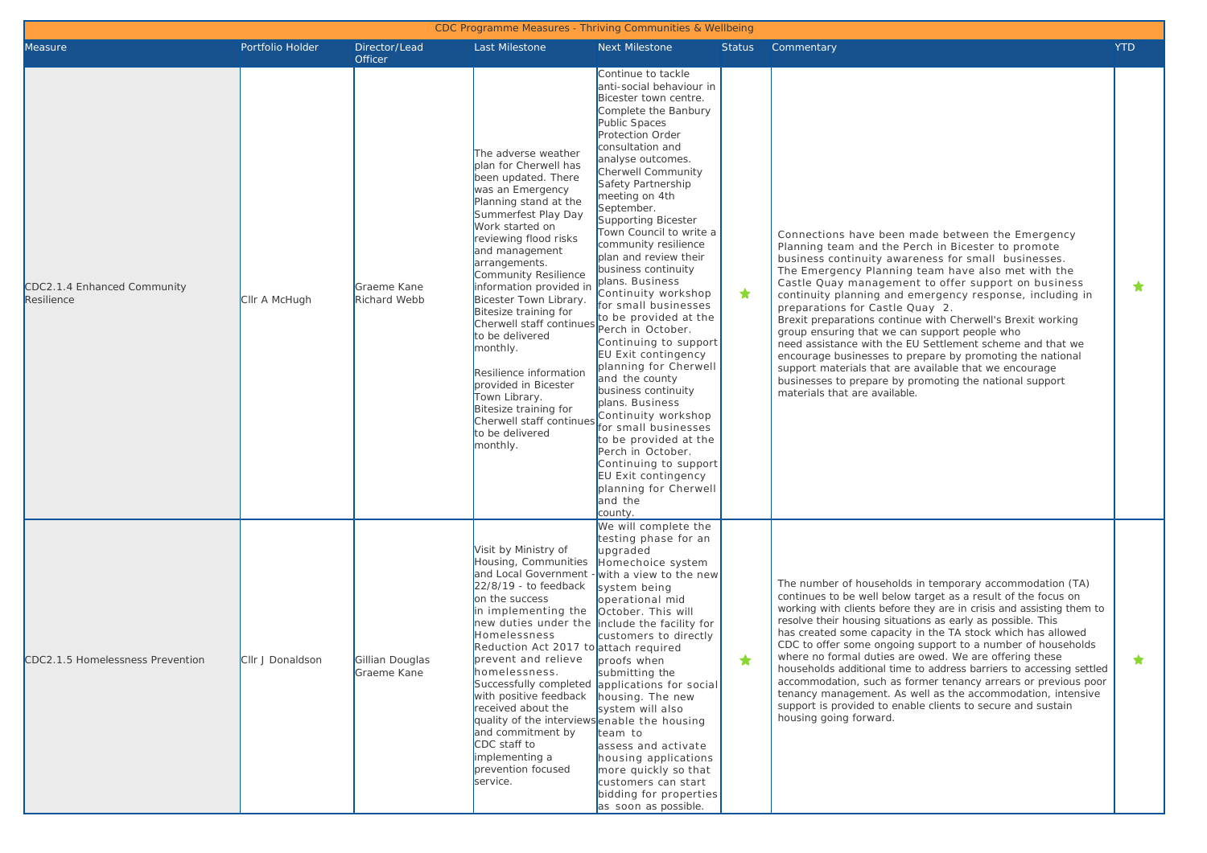| CDC Programme Measures - Thriving Communities & Wellbeing | | | | | | | |
|---|---|---|---|---|---|---|---|
| Measure | Portfolio Holder | Director/Lead Officer | Last Milestone | Next Milestone | Status | Commentary | YTD |
| CDC2.1.4 Enhanced Community Resilience | Cllr A McHugh | Graeme Kane Richard Webb | The adverse weather plan for Cherwell has been updated. There was an Emergency Planning stand at the Summerfest Play Day Work started on reviewing flood risks and management arrangements. Community Resilience information provided in Bicester Town Library. Bitesize training for Cherwell staff continues to be delivered monthly.<br><br>Resilience information provided in Bicester Town Library. Bitesize training for Cherwell staff continues to be delivered monthly. | Continue to tackle anti-social behaviour in Bicester town centre. Complete the Banbury Public Spaces Protection Order consultation and analyse outcomes. Cherwell Community Safety Partnership meeting on 4th September. Supporting Bicester Town Council to write a community resilience plan and review their business continuity plans. Business Continuity workshop for small businesses to be provided at the Perch in October. Continuing to support EU Exit contingency planning for Cherwell and the county business continuity plans. Business Continuity workshop for small businesses to be provided at the Perch in October. Continuing to support EU Exit contingency planning for Cherwell and the county. | ★ | Connections have been made between the Emergency Planning team and the Perch in Bicester to promote business continuity awareness for small businesses. The Emergency Planning team have also met with the Castle Quay management to offer support on business continuity planning and emergency response, including in preparations for Castle Quay 2. Brexit preparations continue with Cherwell's Brexit working group ensuring that we can support people who need assistance with the EU Settlement scheme and that we encourage businesses to prepare by promoting the national support materials that are available that we encourage businesses to prepare by promoting the national support materials that are available. | ★ |
| CDC2.1.5 Homelessness Prevention | Cllr J Donaldson | Gillian Douglas Graeme Kane | Visit by Ministry of Housing, Communities and Local Government - 22/8/19 - to feedback on the success in implementing the new duties under the Homelessness Reduction Act 2017 to prevent and relieve homelessness. Successfully completed with positive feedback received about the quality of the interviews and commitment by CDC staff to implementing a prevention focused service. | We will complete the testing phase for an upgraded Homechoice system with a view to the new system being operational mid October. This will include the facility for customers to directly attach required proofs when submitting the applications for social housing. The new system will also enable the housing team to assess and activate housing applications more quickly so that customers can start bidding for properties as soon as possible. | ★ | The number of households in temporary accommodation (TA) continues to be well below target as a result of the focus on working with clients before they are in crisis and assisting them to resolve their housing situations as early as possible. This has created some capacity in the TA stock which has allowed CDC to offer some ongoing support to a number of households where no formal duties are owed. We are offering these households additional time to address barriers to accessing settled accommodation, such as former tenancy arrears or previous poor tenancy management. As well as the accommodation, intensive support is provided to enable clients to secure and sustain housing going forward. | ★ |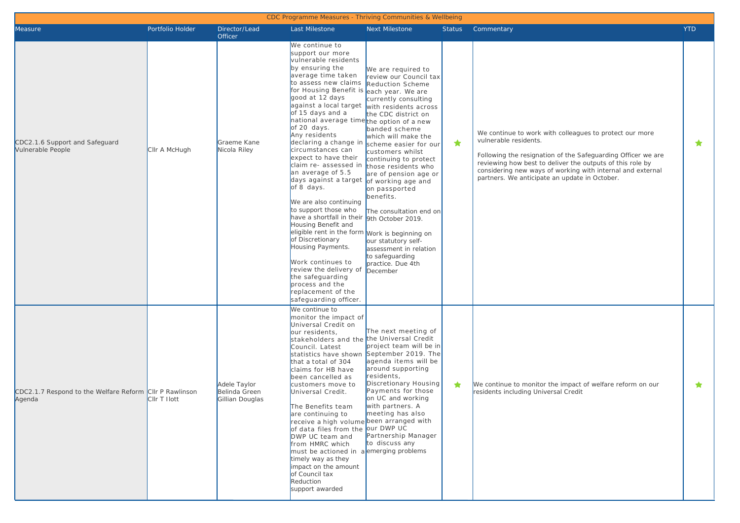| CDC Programme Measures - Thriving Communities & Wellbeing | | | | | | | |
|---|---|---|---|---|---|---|---|
| Measure | Portfolio Holder | Director/Lead Officer | Last Milestone | Next Milestone | Status | Commentary | YTD |
| CDC2.1.6 Support and Safeguard Vulnerable People | Cllr A McHugh | Graeme Kane<br>Nicola Riley | We continue to support our more vulnerable residents by ensuring the average time taken to assess new claims for Housing Benefit is good at 12 days against a local target of 15 days and a national average time of 20 days.<br>Any residents declaring a change in circumstances can expect to have their claim re- assessed in an average of 5.5 days against a target of 8 days.<br><br>We are also continuing to support those who have a shortfall in their Housing Benefit and eligible rent in the form of Discretionary Housing Payments.<br><br>Work continues to review the delivery of the safeguarding process and the replacement of the safeguarding officer. | We are required to review our Council tax Reduction Scheme each year. We are currently consulting with residents across the CDC district on the option of a new banded scheme which will make the scheme easier for our customers whilst continuing to protect those residents who are of pension age or of working age and on passported benefits.<br><br>The consultation end on 9th October 2019.<br><br>Work is beginning on our statutory self-assessment in relation to safeguarding practice. Due 4th December | ★ | We continue to work with colleagues to protect our more vulnerable residents.<br><br>Following the resignation of the Safeguarding Officer we are reviewing how best to deliver the outputs of this role by considering new ways of working with internal and external partners. We anticipate an update in October. | ★ |
| CDC2.1.7 Respond to the Welfare Reform Agenda | Cllr P Rawlinson<br>Cllr T Ilott | Adele Taylor<br>Belinda Green<br>Gillian Douglas | We continue to monitor the impact of Universal Credit on our residents, stakeholders and the Council. Latest statistics have shown that a total of 304 claims for HB have been cancelled as customers move to Universal Credit.<br><br>The Benefits team are continuing to receive a high volume of data files from the DWP UC team and from HMRC which must be actioned in a timely way as they impact on the amount of Council tax Reduction support awarded | The next meeting of the Universal Credit project team will be in September 2019. The agenda items will be around supporting residents, Discretionary Housing Payments for those on UC and working with partners. A meeting has also been arranged with our DWP UC Partnership Manager to discuss any emerging problems | ★ | We continue to monitor the impact of welfare reform on our residents including Universal Credit | ★ |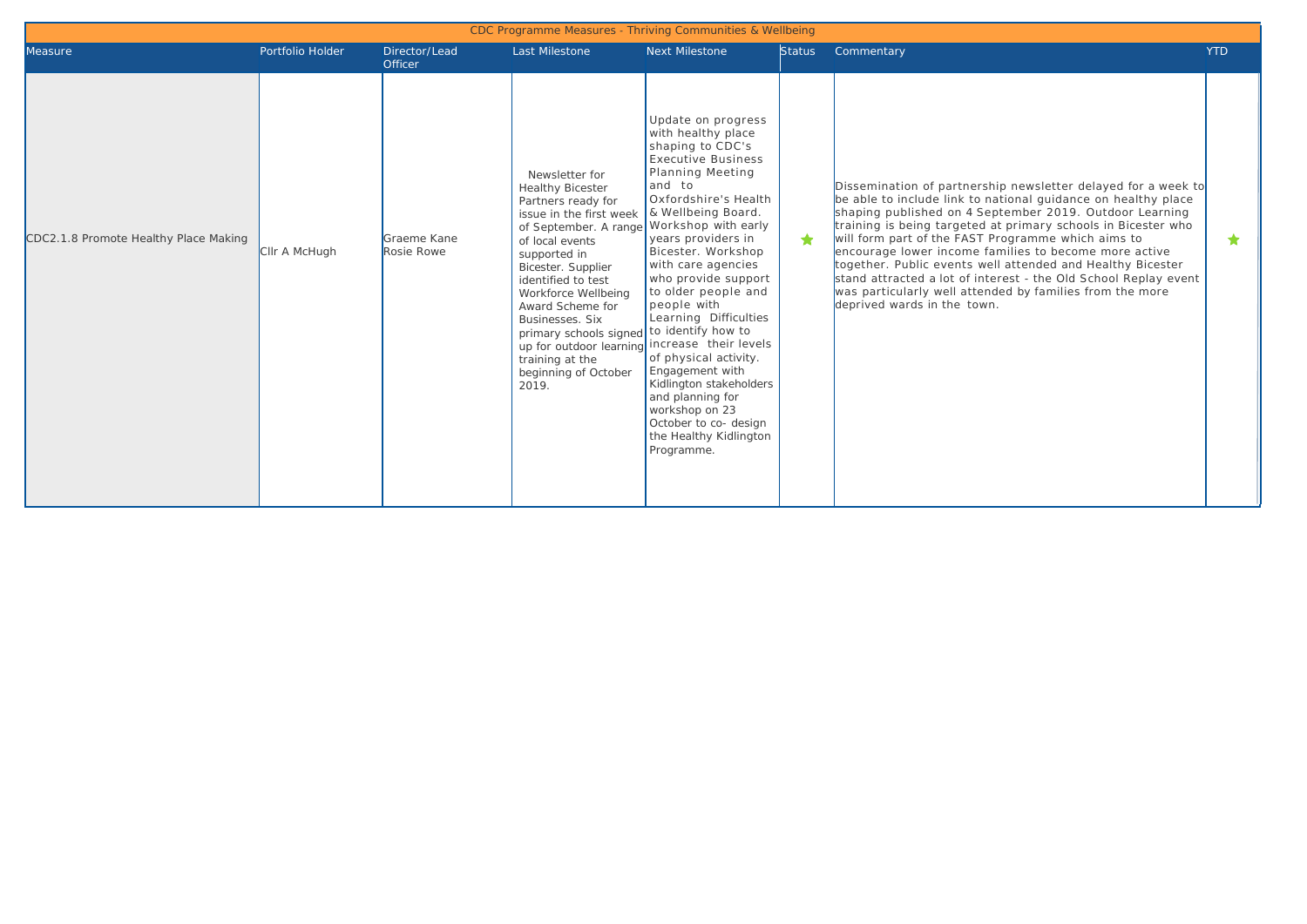| CDC Programme Measures - Thriving Communities & Wellbeing | | | | | | | |
|---|---|---|---|---|---|---|---|
| Measure | Portfolio Holder | Director/Lead Officer | Last Milestone | Next Milestone | Status | Commentary | YTD |
| CDC2.1.8 Promote Healthy Place Making | Cllr A McHugh | Graeme Kane Rosie Rowe | Newsletter for Healthy Bicester Partners ready for issue in the first week of September. A range of local events supported in Bicester. Supplier identified to test Workforce Wellbeing Award Scheme for Businesses. Six primary schools signed up for outdoor learning training at the beginning of October 2019. | Update on progress with healthy place shaping to CDC's Executive Business Planning Meeting and to Oxfordshire's Health & Wellbeing Board. Workshop with early years providers in Bicester. Workshop with care agencies who provide support to older people and people with Learning Difficulties to identify how to increase their levels of physical activity. Engagement with Kidlington stakeholders and planning for workshop on 23 October to co- design the Healthy Kidlington Programme. | ★ | Dissemination of partnership newsletter delayed for a week to be able to include link to national guidance on healthy place shaping published on 4 September 2019. Outdoor Learning training is being targeted at primary schools in Bicester who will form part of the FAST Programme which aims to encourage lower income families to become more active together. Public events well attended and Healthy Bicester stand attracted a lot of interest - the Old School Replay event was particularly well attended by families from the more deprived wards in the town. | ★ |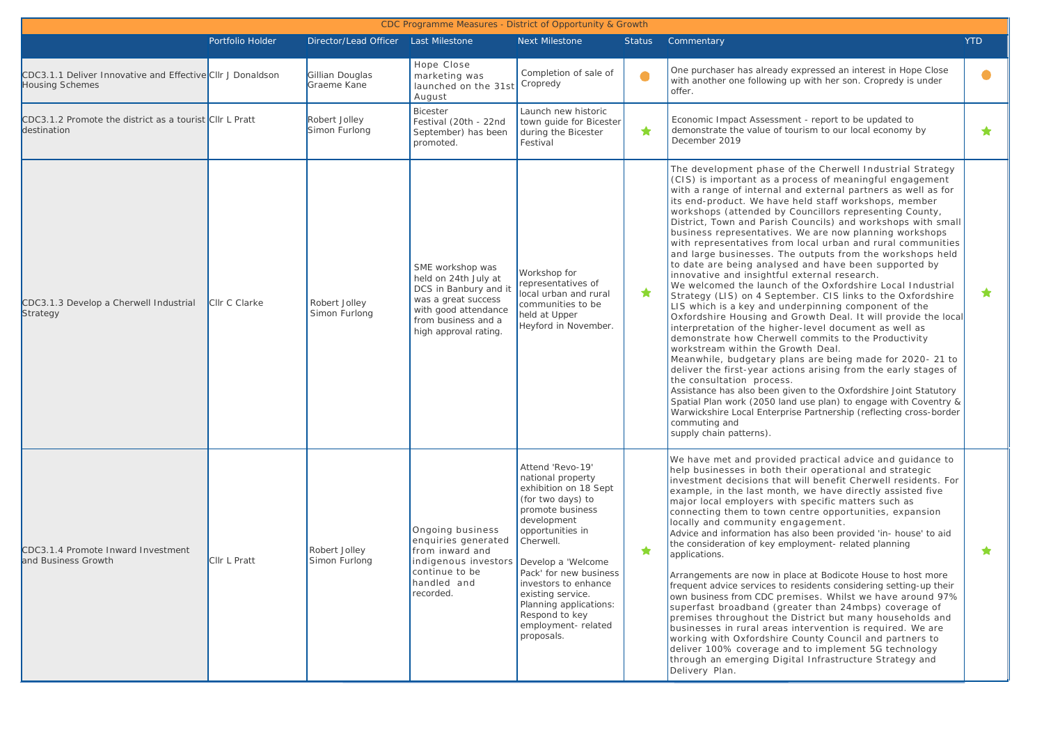| CDC Programme Measures - District of Opportunity & Growth | | | | | | | |
|---|---|---|---|---|---|---|---|
| | Portfolio Holder | Director/Lead Officer | Last Milestone | Next Milestone | Status | Commentary | YTD |
| CDC3.1.1 Deliver Innovative and Effective Housing Schemes | Cllr J Donaldson | Gillian Douglas<br>Graeme Kane | Hope Close marketing was launched on the 31st August | Completion of sale of Cropredy | ● | One purchaser has already expressed an interest in Hope Close with another one following up with her son. Cropredy is under offer. | ● |
| CDC3.1.2 Promote the district as a tourist destination | Cllr L Pratt | Robert Jolley<br>Simon Furlong | Bicester Festival (20th - 22nd September) has been promoted. | Launch new historic town guide for Bicester during the Bicester Festival | ★ | Economic Impact Assessment - report to be updated to demonstrate the value of tourism to our local economy by December 2019 | ★ |
| CDC3.1.3 Develop a Cherwell Industrial Strategy | Cllr C Clarke | Robert Jolley<br>Simon Furlong | SME workshop was held on 24th July at DCS in Banbury and it was a great success with good attendance from business and a high approval rating. | Workshop for representatives of local urban and rural communities to be held at Upper Heyford in November. | ★ | The development phase of the Cherwell Industrial Strategy (CIS) is important as a process of meaningful engagement with a range of internal and external partners as well as for its end-product. We have held staff workshops, member workshops (attended by Councillors representing County, District, Town and Parish Councils) and workshops with small business representatives. We are now planning workshops with representatives from local urban and rural communities and large businesses. The outputs from the workshops held to date are being analysed and have been supported by innovative and insightful external research.<br>We welcomed the launch of the Oxfordshire Local Industrial Strategy (LIS) on 4 September. CIS links to the Oxfordshire LIS which is a key and underpinning component of the Oxfordshire Housing and Growth Deal. It will provide the local interpretation of the higher-level document as well as demonstrate how Cherwell commits to the Productivity workstream within the Growth Deal.<br>Meanwhile, budgetary plans are being made for 2020- 21 to deliver the first-year actions arising from the early stages of the consultation process.<br>Assistance has also been given to the Oxfordshire Joint Statutory Spatial Plan work (2050 land use plan) to engage with Coventry & Warwickshire Local Enterprise Partnership (reflecting cross-border commuting and supply chain patterns). | ★ |
| CDC3.1.4 Promote Inward Investment and Business Growth | Cllr L Pratt | Robert Jolley<br>Simon Furlong | Ongoing business enquiries generated from inward and indigenous investors continue to be handled and recorded. | Attend 'Revo-19' national property exhibition on 18 Sept (for two days) to promote business development opportunities in Cherwell.<br><br>Develop a 'Welcome Pack' for new business investors to enhance existing service.<br>Planning applications: Respond to key employment- related proposals. | ★ | We have met and provided practical advice and guidance to help businesses in both their operational and strategic investment decisions that will benefit Cherwell residents. For example, in the last month, we have directly assisted five major local employers with specific matters such as connecting them to town centre opportunities, expansion locally and community engagement.<br>Advice and information has also been provided 'in- house' to aid the consideration of key employment- related planning applications.<br><br>Arrangements are now in place at Bodicote House to host more frequent advice services to residents considering setting-up their own business from CDC premises. Whilst we have around 97% superfast broadband (greater than 24mbps) coverage of premises throughout the District but many households and businesses in rural areas intervention is required. We are working with Oxfordshire County Council and partners to deliver 100% coverage and to implement 5G technology through an emerging Digital Infrastructure Strategy and Delivery Plan. | ★ |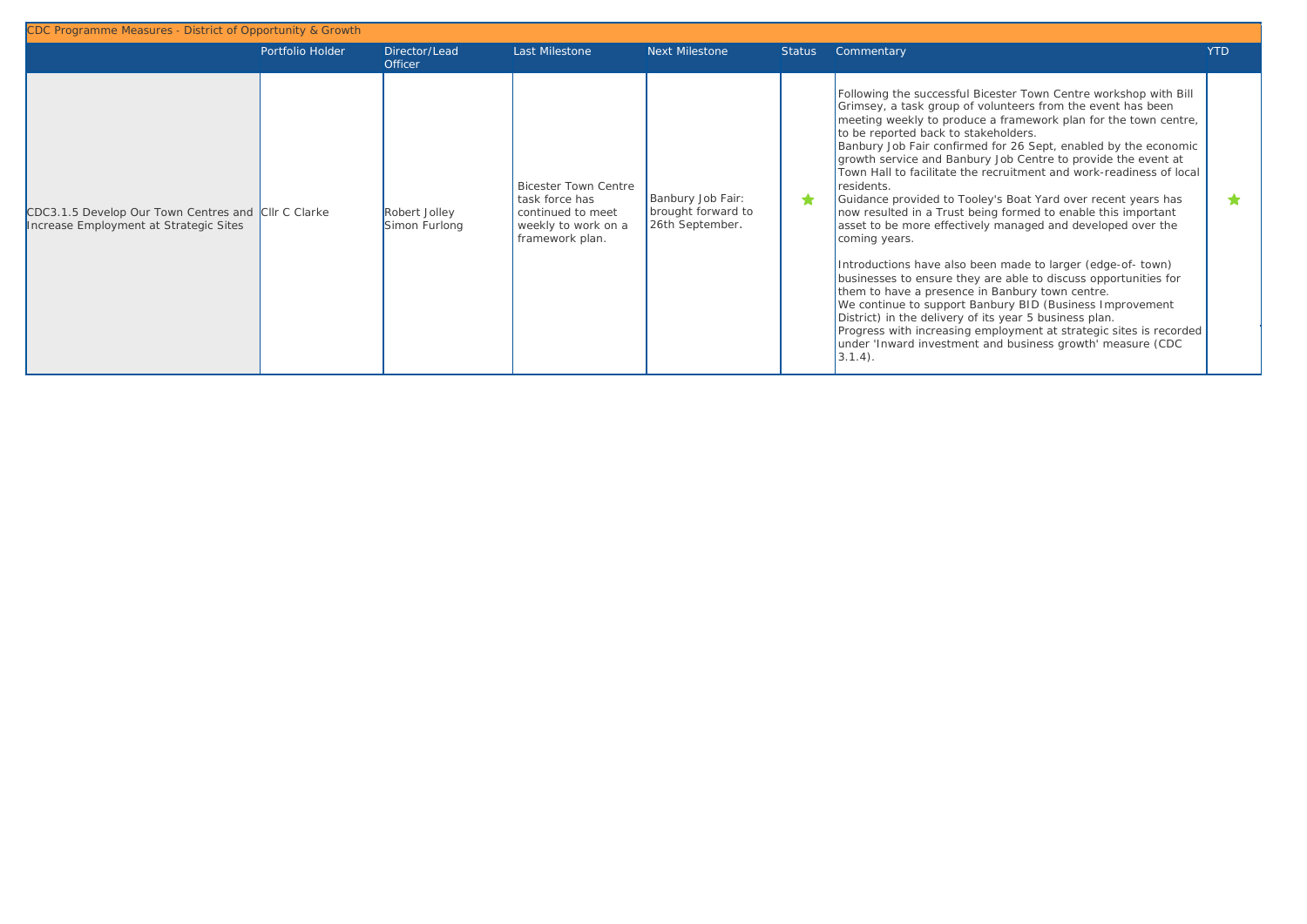| CDC Programme Measures - District of Opportunity & Growth | | | | | | | |
|---|---|---|---|---|---|---|---|
| | Portfolio Holder | Director/Lead Officer | Last Milestone | Next Milestone | Status | Commentary | YTD |
| CDC3.1.5 Develop Our Town Centres and Increase Employment at Strategic Sites | Cllr C Clarke | Robert Jolley<br>Simon Furlong | Bicester Town Centre task force has continued to meet weekly to work on a framework plan. | Banbury Job Fair: brought forward to 26th September. | ★ | Following the successful Bicester Town Centre workshop with Bill Grimsey, a task group of volunteers from the event has been meeting weekly to produce a framework plan for the town centre, to be reported back to stakeholders.<br>Banbury Job Fair confirmed for 26 Sept, enabled by the economic growth service and Banbury Job Centre to provide the event at Town Hall to facilitate the recruitment and work-readiness of local residents.<br>Guidance provided to Tooley's Boat Yard over recent years has now resulted in a Trust being formed to enable this important asset to be more effectively managed and developed over the coming years.<br><br>Introductions have also been made to larger (edge-of- town) businesses to ensure they are able to discuss opportunities for them to have a presence in Banbury town centre.<br>We continue to support Banbury BID (Business Improvement District) in the delivery of its year 5 business plan.<br>Progress with increasing employment at strategic sites is recorded under 'Inward investment and business growth' measure (CDC 3.1.4). | ★ |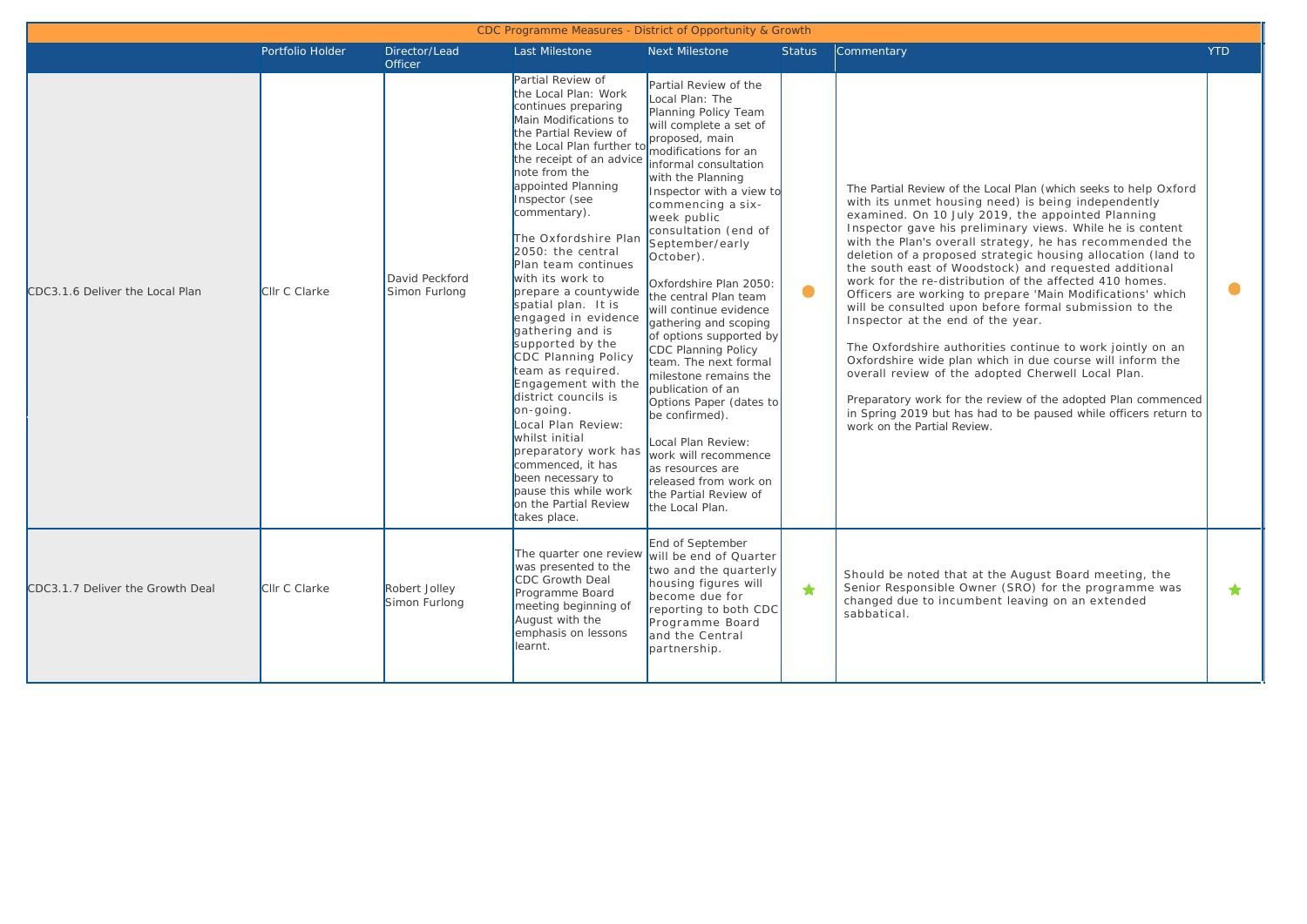| CDC Programme Measures - District of Opportunity & Growth | | | | | | | |
|---|---|---|---|---|---|---|---|
| | Portfolio Holder | Director/Lead Officer | Last Milestone | Next Milestone | Status | Commentary | YTD |
| CDC3.1.6 Deliver the Local Plan | Cllr C Clarke | David Peckford Simon Furlong | Partial Review of the Local Plan: Work continues preparing Main Modifications to the Partial Review of the Local Plan further to the receipt of an advice note from the appointed Planning Inspector (see commentary).<br><br>The Oxfordshire Plan 2050: the central Plan team continues with its work to prepare a countywide spatial plan. It is engaged in evidence gathering and is supported by the CDC Planning Policy team as required. Engagement with the district councils is on-going.<br>Local Plan Review: whilst initial preparatory work has commenced, it has been necessary to pause this while work on the Partial Review takes place. | Partial Review of the Local Plan: The Planning Policy Team will complete a set of proposed, main modifications for an informal consultation with the Planning Inspector with a view to commencing a six-week public consultation (end of September/early October).<br><br>Oxfordshire Plan 2050: the central Plan team will continue evidence gathering and scoping of options supported by CDC Planning Policy team. The next formal milestone remains the publication of an Options Paper (dates to be confirmed).<br><br>Local Plan Review: work will recommence as resources are released from work on the Partial Review of the Local Plan. | ● | The Partial Review of the Local Plan (which seeks to help Oxford with its unmet housing need) is being independently examined. On 10 July 2019, the appointed Planning Inspector gave his preliminary views. While he is content with the Plan's overall strategy, he has recommended the deletion of a proposed strategic housing allocation (land to the south east of Woodstock) and requested additional work for the re-distribution of the affected 410 homes. Officers are working to prepare 'Main Modifications' which will be consulted upon before formal submission to the Inspector at the end of the year.<br><br>The Oxfordshire authorities continue to work jointly on an Oxfordshire wide plan which in due course will inform the overall review of the adopted Cherwell Local Plan.<br><br>Preparatory work for the review of the adopted Plan commenced in Spring 2019 but has had to be paused while officers return to work on the Partial Review. | ● |
| CDC3.1.7 Deliver the Growth Deal | Cllr C Clarke | Robert Jolley Simon Furlong | The quarter one review was presented to the CDC Growth Deal Programme Board meeting beginning of August with the emphasis on lessons learnt. | End of September will be end of Quarter two and the quarterly housing figures will become due for reporting to both CDC Programme Board and the Central partnership. | ★ | Should be noted that at the August Board meeting, the Senior Responsible Owner (SRO) for the programme was changed due to incumbent leaving on an extended sabbatical. | ★ |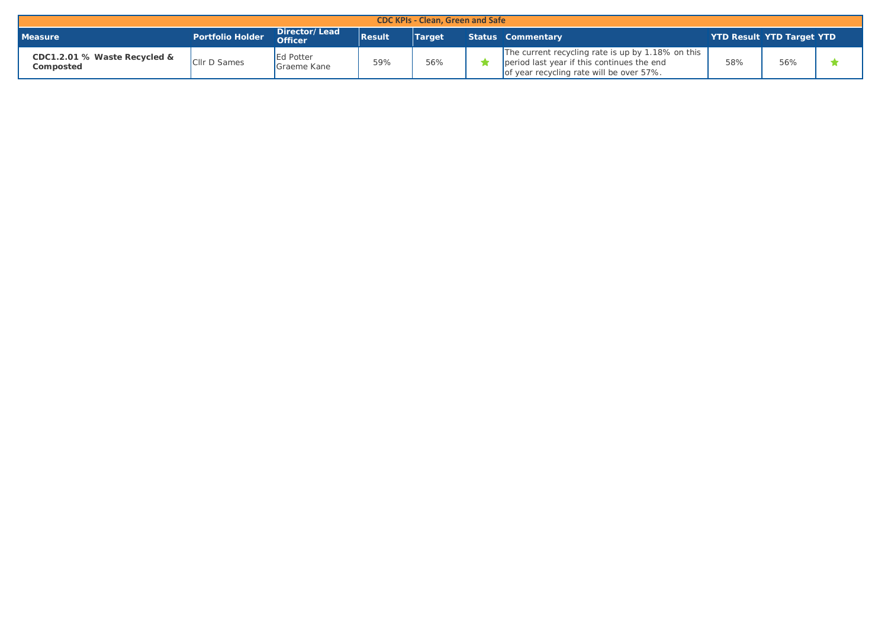| CDC KPIs - Clean, Green and Safe | | | | | | | | | |
|---|---|---|---|---|---|---|---|---|---|
| **Measure** | **Portfolio Holder** | **Director/ Lead Officer** | **Result** | **Target** | **Status** | **Commentary** | **YTD Result** | **YTD Target** | **YTD** |
| **CDC1.2.01 % Waste Recycled & Composted** | Cllr D Sames | Ed Potter Graeme Kane | 59% | 56% | ★ | The current recycling rate is up by 1.18% on this period last year if this continues the end of year recycling rate will be over 57%. | 58% | 56% | ★ |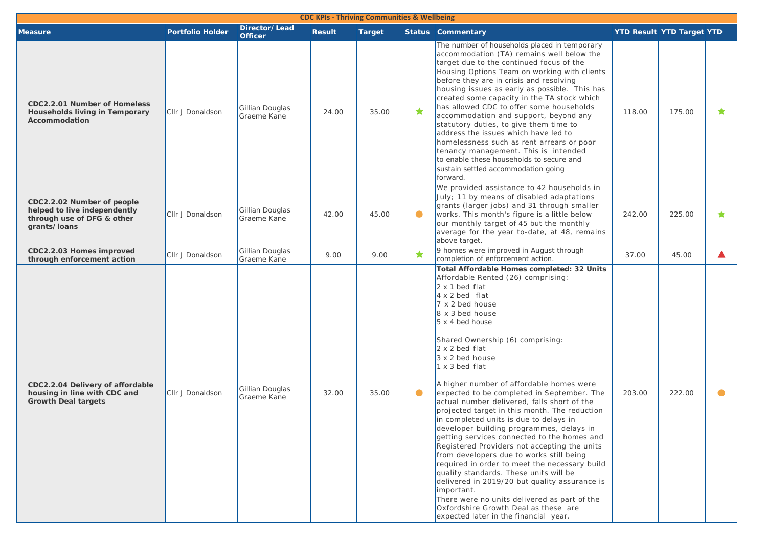## CDC KPIs - Thriving Communities & Wellbeing

| Measure | Portfolio Holder | Director/ Lead Officer | Result | Target | Status | Commentary | YTD Result | YTD Target | YTD |
|---|---|---|---|---|---|---|---|---|---|
| **CDC2.2.01 Number of Homeless Households living in Temporary Accommodation** | Cllr J Donaldson | Gillian Douglas Graeme Kane | 24.00 | 35.00 | ★ | The number of households placed in temporary accommodation (TA) remains well below the target due to the continued focus of the Housing Options Team on working with clients before they are in crisis and resolving housing issues as early as possible. This has created some capacity in the TA stock which has allowed CDC to offer some households accommodation and support, beyond any statutory duties, to give them time to address the issues which have led to homelessness such as rent arrears or poor tenancy management. This is intended to enable these households to secure and sustain settled accommodation going forward. | 118.00 | 175.00 | ★ |
| **CDC2.2.02 Number of people helped to live independently through use of DFG & other grants/loans** | Cllr J Donaldson | Gillian Douglas Graeme Kane | 42.00 | 45.00 | ● | We provided assistance to 42 households in July; 11 by means of disabled adaptations grants (larger jobs) and 31 through smaller works. This month's figure is a little below our monthly target of 45 but the monthly average for the year to-date, at 48, remains above target. | 242.00 | 225.00 | ★ |
| **CDC2.2.03 Homes improved through enforcement action** | Cllr J Donaldson | Gillian Douglas Graeme Kane | 9.00 | 9.00 | ★ | 9 homes were improved in August through completion of enforcement action. | 37.00 | 45.00 | ▲ |
| **CDC2.2.04 Delivery of affordable housing in line with CDC and Growth Deal targets** | Cllr J Donaldson | Gillian Douglas Graeme Kane | 32.00 | 35.00 | ● | **Total Affordable Homes completed: 32 Units**<br>Affordable Rented (26) comprising:<br>2 x 1 bed flat<br>4 x 2 bed flat<br>7 x 2 bed house<br>8 x 3 bed house<br>5 x 4 bed house<br><br>Shared Ownership (6) comprising:<br>2 x 2 bed flat<br>3 x 2 bed house<br>1 x 3 bed flat<br><br>A higher number of affordable homes were expected to be completed in September. The actual number delivered, falls short of the projected target in this month. The reduction in completed units is due to delays in developer building programmes, delays in getting services connected to the homes and Registered Providers not accepting the units from developers due to works still being required in order to meet the necessary build quality standards. These units will be delivered in 2019/20 but quality assurance is important.<br>There were no units delivered as part of the Oxfordshire Growth Deal as these are expected later in the financial year. | 203.00 | 222.00 | ● |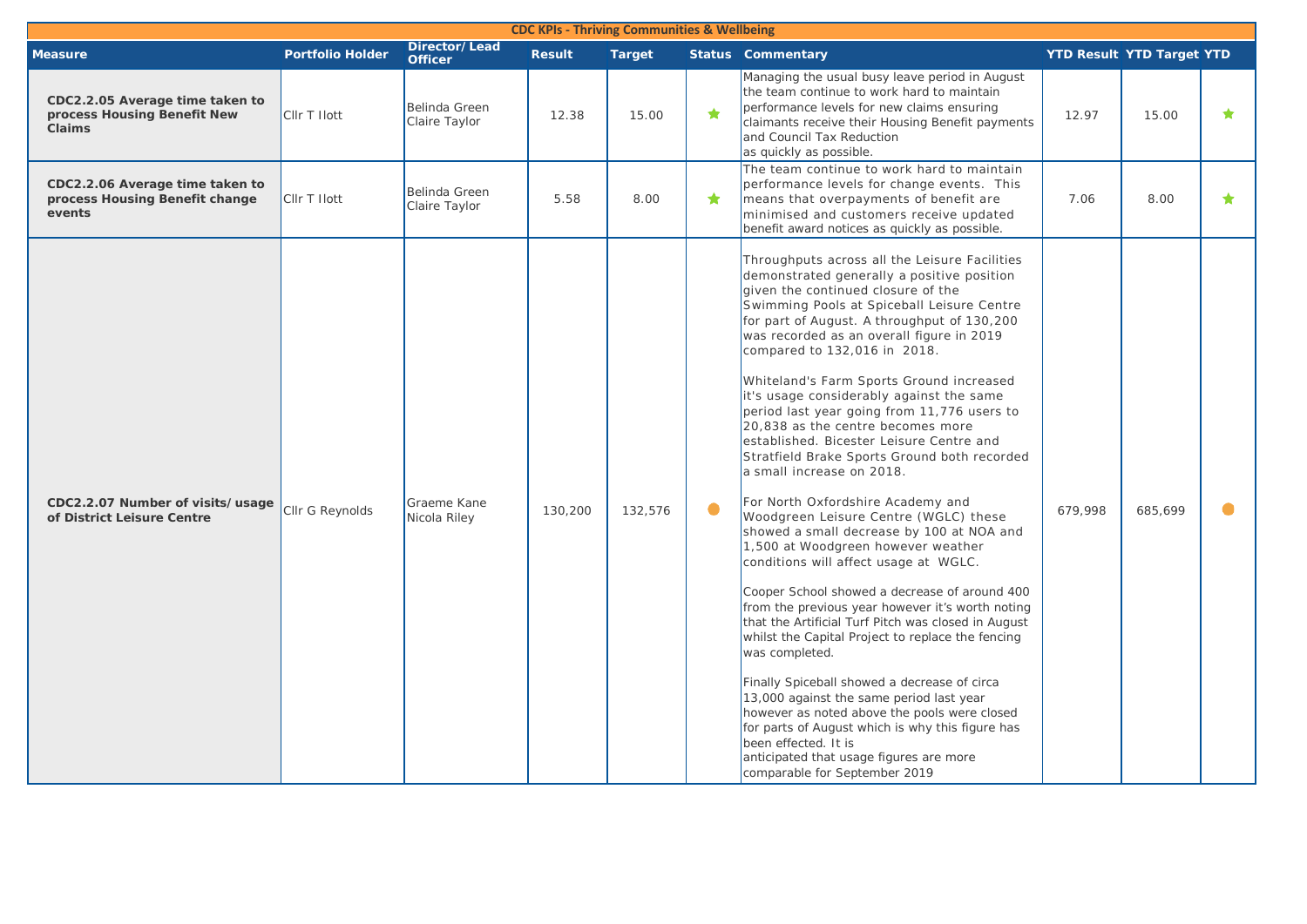| CDC KPIs - Thriving Communities & Wellbeing | | | | | | | | | |
|---|---|---|---|---|---|---|---|---|---|
| **Measure** | **Portfolio Holder** | **Director/ Lead Officer** | **Result** | **Target** | **Status** | **Commentary** | **YTD Result** | **YTD Target** | **YTD** |
| **CDC2.2.05 Average time taken to process Housing Benefit New Claims** | Cllr T Ilott | Belinda Green Claire Taylor | 12.38 | 15.00 | ★ | Managing the usual busy leave period in August the team continue to work hard to maintain performance levels for new claims ensuring claimants receive their Housing Benefit payments and Council Tax Reduction as quickly as possible. | 12.97 | 15.00 | ★ |
| **CDC2.2.06 Average time taken to process Housing Benefit change events** | Cllr T Ilott | Belinda Green Claire Taylor | 5.58 | 8.00 | ★ | The team continue to work hard to maintain performance levels for change events. This means that overpayments of benefit are minimised and customers receive updated benefit award notices as quickly as possible. | 7.06 | 8.00 | ★ |
| **CDC2.2.07 Number of visits/usage of District Leisure Centre** | Cllr G Reynolds | Graeme Kane Nicola Riley | 130,200 | 132,576 | ● | Throughputs across all the Leisure Facilities demonstrated generally a positive position given the continued closure of the Swimming Pools at Spiceball Leisure Centre for part of August. A throughput of 130,200 was recorded as an overall figure in 2019 compared to 132,016 in 2018.<br><br>Whiteland's Farm Sports Ground increased it's usage considerably against the same period last year going from 11,776 users to 20,838 as the centre becomes more established. Bicester Leisure Centre and Stratfield Brake Sports Ground both recorded a small increase on 2018.<br><br>For North Oxfordshire Academy and Woodgreen Leisure Centre (WGLC) these showed a small decrease by 100 at NOA and 1,500 at Woodgreen however weather conditions will affect usage at WGLC.<br><br>Cooper School showed a decrease of around 400 from the previous year however it's worth noting that the Artificial Turf Pitch was closed in August whilst the Capital Project to replace the fencing was completed.<br><br>Finally Spiceball showed a decrease of circa 13,000 against the same period last year however as noted above the pools were closed for parts of August which is why this figure has been effected. It is anticipated that usage figures are more comparable for September 2019 | 679,998 | 685,699 | ● |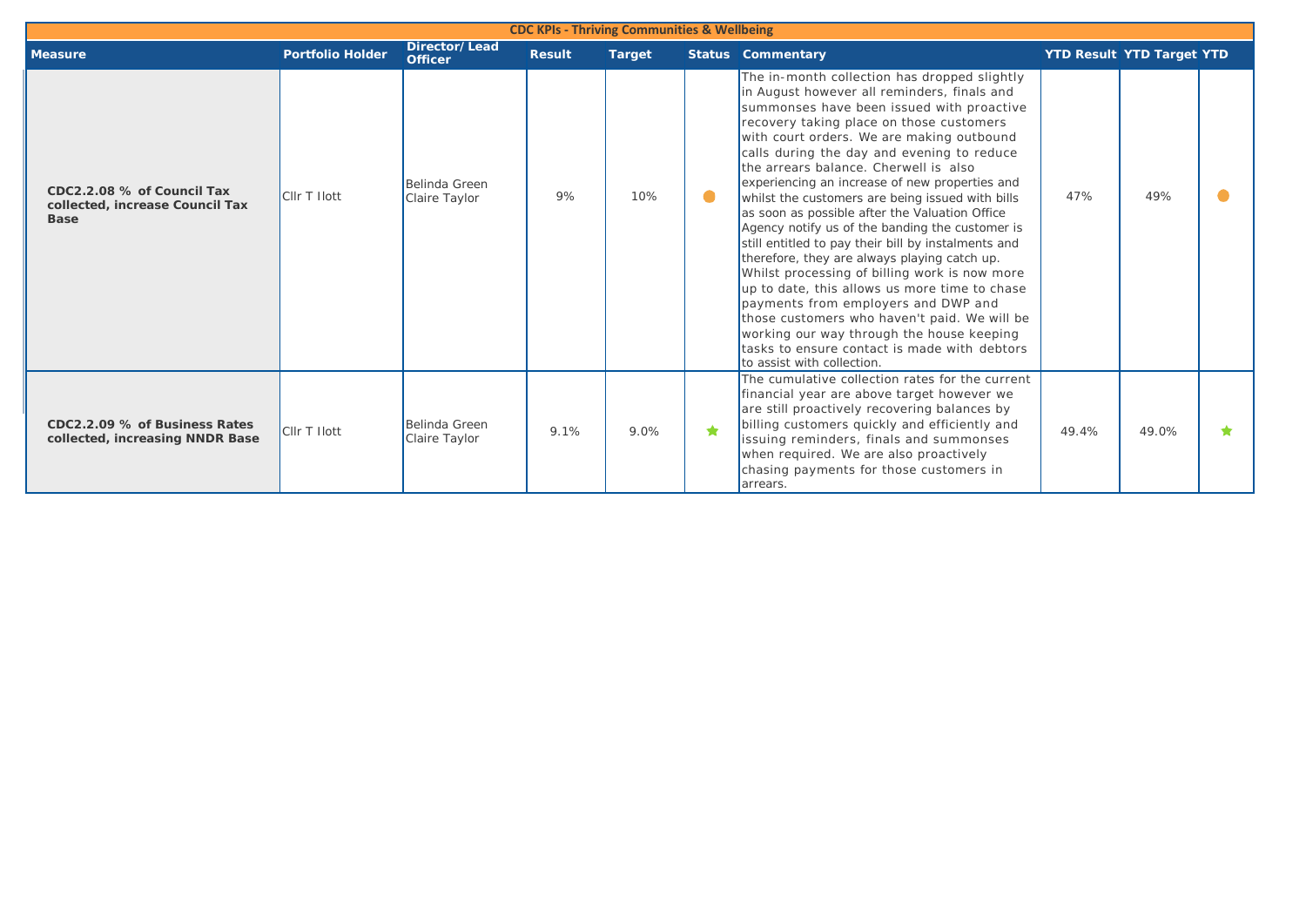## CDC KPIs - Thriving Communities & Wellbeing

| Measure | Portfolio Holder | Director/ Lead Officer | Result | Target | Status | Commentary | YTD Result | YTD Target | YTD |
|---|---|---|---|---|---|---|---|---|---|
| **CDC2.2.08 % of Council Tax collected, increase Council Tax Base** | Cllr T Ilott | Belinda Green Claire Taylor | 9% | 10% | ● | The in-month collection has dropped slightly in August however all reminders, finals and summonses have been issued with proactive recovery taking place on those customers with court orders. We are making outbound calls during the day and evening to reduce the arrears balance. Cherwell is also experiencing an increase of new properties and whilst the customers are being issued with bills as soon as possible after the Valuation Office Agency notify us of the banding the customer is still entitled to pay their bill by instalments and therefore, they are always playing catch up. Whilst processing of billing work is now more up to date, this allows us more time to chase payments from employers and DWP and those customers who haven't paid. We will be working our way through the house keeping tasks to ensure contact is made with debtors to assist with collection. | 47% | 49% | ● |
| **CDC2.2.09 % of Business Rates collected, increasing NNDR Base** | Cllr T Ilott | Belinda Green Claire Taylor | 9.1% | 9.0% | ★ | The cumulative collection rates for the current financial year are above target however we are still proactively recovering balances by billing customers quickly and efficiently and issuing reminders, finals and summonses when required. We are also proactively chasing payments for those customers in arrears. | 49.4% | 49.0% | ★ |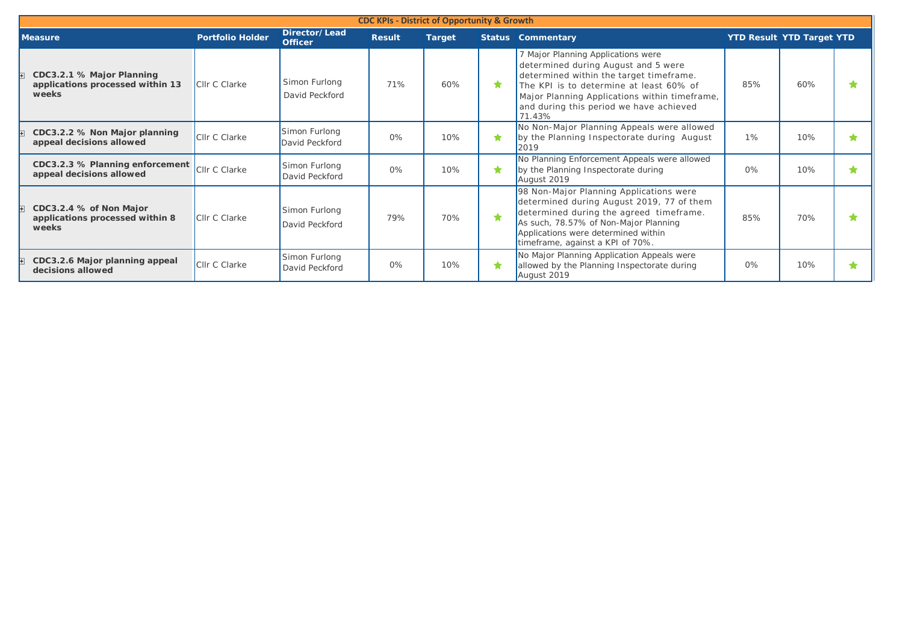| CDC KPIs - District of Opportunity & Growth | | | | | | | | | |
|---|---|---|---|---|---|---|---|---|---|
| **Measure** | **Portfolio Holder** | **Director/ Lead Officer** | **Result** | **Target** | **Status** | **Commentary** | **YTD Result** | **YTD Target** | **YTD** |
| **CDC3.2.1 % Major Planning applications processed within 13 weeks** | Cllr C Clarke | Simon Furlong<br>David Peckford | 71% | 60% | ★ | 7 Major Planning Applications were determined during August and 5 were determined within the target timeframe. The KPI is to determine at least 60% of Major Planning Applications within timeframe, and during this period we have achieved 71.43% | 85% | 60% | ★ |
| **CDC3.2.2 % Non Major planning appeal decisions allowed** | Cllr C Clarke | Simon Furlong<br>David Peckford | 0% | 10% | ★ | No Non-Major Planning Appeals were allowed by the Planning Inspectorate during August 2019 | 1% | 10% | ★ |
| **CDC3.2.3 % Planning enforcement appeal decisions allowed** | Cllr C Clarke | Simon Furlong<br>David Peckford | 0% | 10% | ★ | No Planning Enforcement Appeals were allowed by the Planning Inspectorate during August 2019 | 0% | 10% | ★ |
| **CDC3.2.4 % of Non Major applications processed within 8 weeks** | Cllr C Clarke | Simon Furlong<br>David Peckford | 79% | 70% | ★ | 98 Non-Major Planning Applications were determined during August 2019, 77 of them determined during the agreed timeframe. As such, 78.57% of Non-Major Planning Applications were determined within timeframe, against a KPI of 70%. | 85% | 70% | ★ |
| **CDC3.2.6 Major planning appeal decisions allowed** | Cllr C Clarke | Simon Furlong<br>David Peckford | 0% | 10% | ★ | No Major Planning Application Appeals were allowed by the Planning Inspectorate during August 2019 | 0% | 10% | ★ |